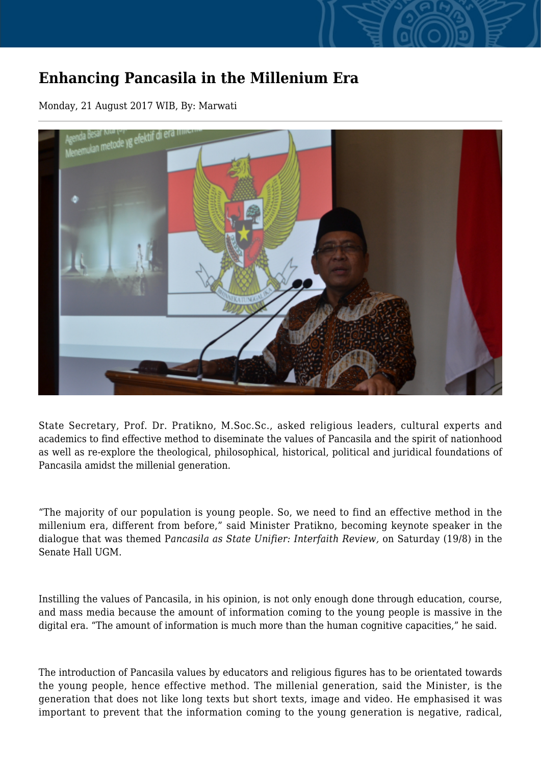# Enhancing Pancasila in the Millenium Era

Monday, 21 August 2017 WIB, By: Marwati

State Secretary, Prof. Dr. Pratikno, M.Soc.Sc., asked religious leaders, cultural experts and academics to find effective method to diseminate the values of Pancasila and the spirit of nationhood as well as re-explore the theological, philosophical, historical, political and juridical foundations of Pancasila amidst the millenial generation.

"The majority of our population is young people. So, we need to find an effective method in the millenium era, different from before," said Minister Pratikno, becoming keynote speaker in the dialogue that was themed P*ancasila as State Unifier: Interfaith Review,* on Saturday (19/8) in the Senate Hall UGM.

Instilling the values of Pancasila, in his opinion, is not only enough done through education, course, and mass media because the amount of information coming to the young people is massive in the digital era. "The amount of information is much more than the human cognitive capacities," he said.

The introduction of Pancasila values by educators and religious figures has to be orientated towards the young people, hence effective method. The millenial generation, said the Minister, is the generation that does not like long texts but short texts, image and video. He emphasised it was important to prevent that the information coming to the young generation is negative, radical,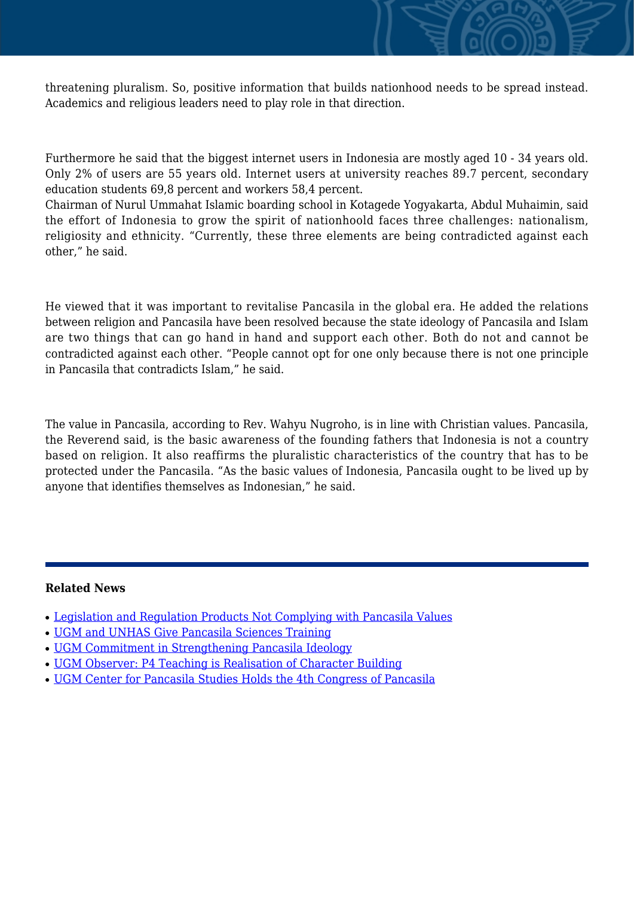threatening pluralism. So, positive information that builds nationhood needs to be spread instead. Academics and religious leaders need to play role in that direction.

Furthermore he said that the biggest internet users in Indonesia are mostly aged 10 - 34 years old. Only 2% of users are 55 years old. Internet users at university reaches 89.7 percent, secondary education students 69,8 percent and workers 58,4 percent.
Chairman of Nurul Ummahat Islamic boarding school in Kotagede Yogyakarta, Abdul Muhaimin, said the effort of Indonesia to grow the spirit of nationhoold faces three challenges: nationalism, religiosity and ethnicity. "Currently, these three elements are being contradicted against each other," he said.

He viewed that it was important to revitalise Pancasila in the global era. He added the relations between religion and Pancasila have been resolved because the state ideology of Pancasila and Islam are two things that can go hand in hand and support each other. Both do not and cannot be contradicted against each other. "People cannot opt for one only because there is not one principle in Pancasila that contradicts Islam," he said.

The value in Pancasila, according to Rev. Wahyu Nugroho, is in line with Christian values. Pancasila, the Reverend said, is the basic awareness of the founding fathers that Indonesia is not a country based on religion. It also reaffirms the pluralistic characteristics of the country that has to be protected under the Pancasila. "As the basic values of Indonesia, Pancasila ought to be lived up by anyone that identifies themselves as Indonesian," he said.

---

**Related News**

- Legislation and Regulation Products Not Complying with Pancasila Values
- UGM and UNHAS Give Pancasila Sciences Training
- UGM Commitment in Strengthening Pancasila Ideology
- UGM Observer: P4 Teaching is Realisation of Character Building
- UGM Center for Pancasila Studies Holds the 4th Congress of Pancasila